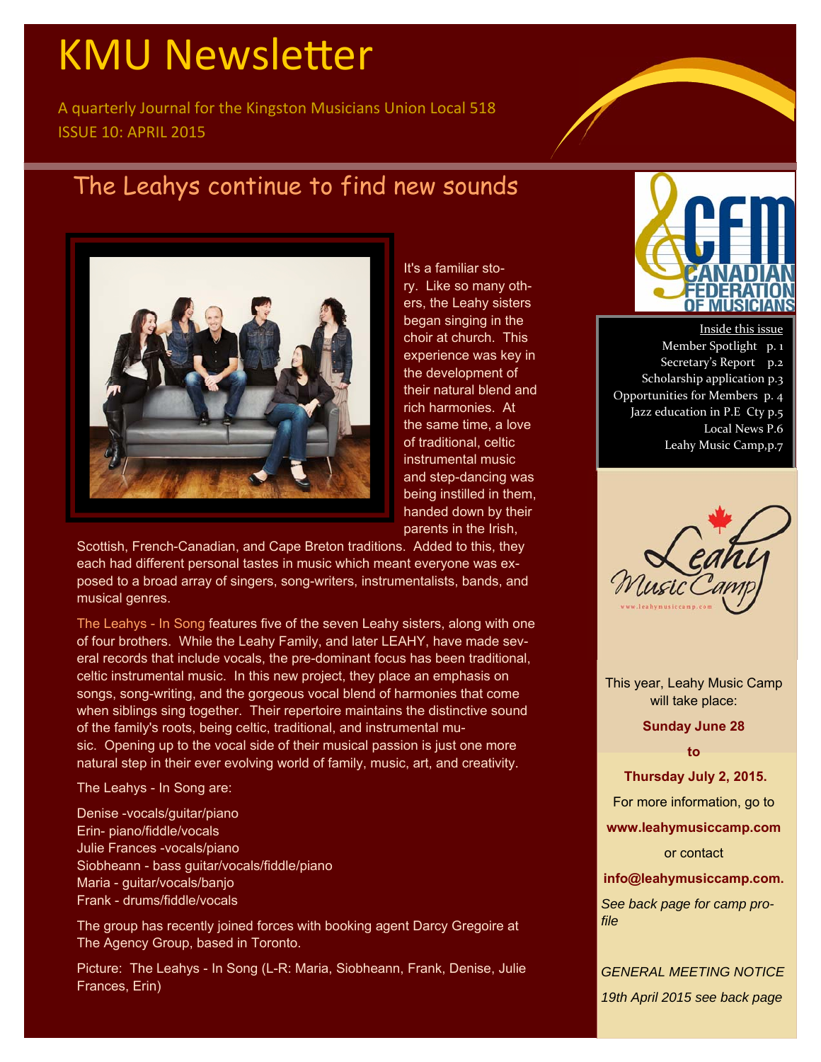# KMU Newsletter

A quarterly Journal for the Kingston Musicians Union Local 518

ISSUE 10: APRIL 2015

## The Leahys continue to find new sounds

It's a familiar story. Like so many others, the Leahy sisters began singing in the choir at church. This experience was key in the development of their natural blend and rich harmonies. At the same time, a love of traditional, celtic instrumental music and step-dancing was being instilled in them, handed down by their parents in the Irish, Scottish, French-Canadian, and Cape Breton traditions. Added to this, they each had different personal tastes in music which meant everyone was exposed to a broad array of singers, song-writers, instrumentalists, bands, and musical genres.

The Leahys - In Song features five of the seven Leahy sisters, along with one of four brothers. While the Leahy Family, and later LEAHY, have made several records that include vocals, the pre-dominant focus has been traditional, celtic instrumental music. In this new project, they place an emphasis on songs, song-writing, and the gorgeous vocal blend of harmonies that come when siblings sing together. Their repertoire maintains the distinctive sound of the family's roots, being celtic, traditional, and instrumental music. Opening up to the vocal side of their musical passion is just one more natural step in their ever evolving world of family, music, art, and creativity.

The Leahys - In Song are:

Denise -vocals/guitar/piano
Erin- piano/fiddle/vocals
Julie Frances -vocals/piano
Siobheann - bass guitar/vocals/fiddle/piano
Maria - guitar/vocals/banjo
Frank - drums/fiddle/vocals

The group has recently joined forces with booking agent Darcy Gregoire at The Agency Group, based in Toronto.

Picture: The Leahys - In Song (L-R: Maria, Siobheann, Frank, Denise, Julie Frances, Erin)

CFM CANADIAN FEDERATION OF MUSICIANS

**Inside this issue**

- Member Spotlight p. 1
- Secretary's Report p.2
- Scholarship application p.3
- Opportunities for Members p. 4
- Jazz education in P.E Cty p.5
- Local News P.6
- Leahy Music Camp,p.7

Leahy Music Camp
www.leahymusiccamp.com

This year, Leahy Music Camp will take place:

**Sunday June 28**

**to**

**Thursday July 2, 2015.**

For more information, go to

**www.leahymusiccamp.com**

or contact

**info@leahymusiccamp.com.**

*See back page for camp profile*

*GENERAL MEETING NOTICE*

*19th April 2015 see back page*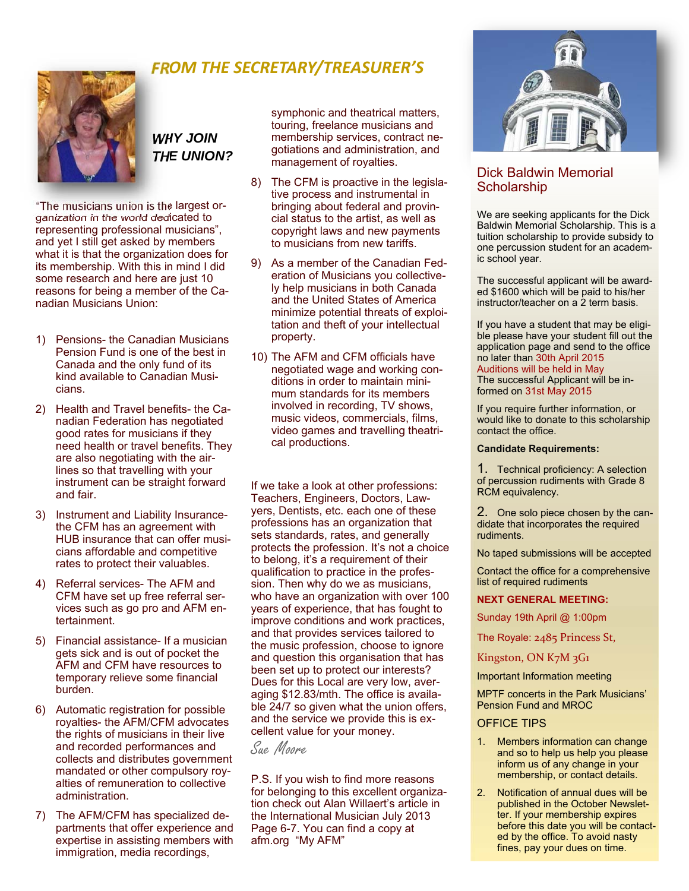## FROM THE SECRETARY/TREASURER'S

### *WHY JOIN THE UNION?*

"The musicians union is the largest organization in the world dedicated to representing professional musicians", and yet I still get asked by members what it is that the organization does for its membership. With this in mind I did some research and here are just 10 reasons for being a member of the Canadian Musicians Union:

1) Pensions- the Canadian Musicians Pension Fund is one of the best in Canada and the only fund of its kind available to Canadian Musicians.
2) Health and Travel benefits- the Canadian Federation has negotiated good rates for musicians if they need health or travel benefits. They are also negotiating with the airlines so that travelling with your instrument can be straight forward and fair.
3) Instrument and Liability Insurance- the CFM has an agreement with HUB insurance that can offer musicians affordable and competitive rates to protect their valuables.
4) Referral services- The AFM and CFM have set up free referral services such as go pro and AFM entertainment.
5) Financial assistance- If a musician gets sick and is out of pocket the AFM and CFM have resources to temporary relieve some financial burden.
6) Automatic registration for possible royalties- the AFM/CFM advocates the rights of musicians in their live and recorded performances and collects and distributes government mandated or other compulsory royalties of remuneration to collective administration.
7) The AFM/CFM has specialized departments that offer experience and expertise in assisting members with immigration, media recordings, symphonic and theatrical matters, touring, freelance musicians and membership services, contract negotiations and administration, and management of royalties.
8) The CFM is proactive in the legislative process and instrumental in bringing about federal and provincial status to the artist, as well as copyright laws and new payments to musicians from new tariffs.
9) As a member of the Canadian Federation of Musicians you collectively help musicians in both Canada and the United States of America minimize potential threats of exploitation and theft of your intellectual property.
10) The AFM and CFM officials have negotiated wage and working conditions in order to maintain minimum standards for its members involved in recording, TV shows, music videos, commercials, films, video games and travelling theatrical productions.

If we take a look at other professions: Teachers, Engineers, Doctors, Lawyers, Dentists, etc. each one of these professions has an organization that sets standards, rates, and generally protects the profession. It's not a choice to belong, it's a requirement of their qualification to practice in the profession. Then why do we as musicians, who have an organization with over 100 years of experience, that has fought to improve conditions and work practices, and that provides services tailored to the music profession, choose to ignore and question this organisation that has been set up to protect our interests? Dues for this Local are very low, averaging $12.83/mth. The office is available 24/7 so given what the union offers, and the service we provide this is excellent value for your money.

*Sue Moore*

P.S. If you wish to find more reasons for belonging to this excellent organization check out Alan Willaert's article in the International Musician July 2013 Page 6-7. You can find a copy at afm.org "My AFM"

## Dick Baldwin Memorial Scholarship

We are seeking applicants for the Dick Baldwin Memorial Scholarship. This is a tuition scholarship to provide subsidy to one percussion student for an academic school year.

The successful applicant will be awarded $1600 which will be paid to his/her instructor/teacher on a 2 term basis.

If you have a student that may be eligible please have your student fill out the application page and send to the office no later than 30th April 2015
Auditions will be held in May
The successful Applicant will be informed on 31st May 2015

If you require further information, or would like to donate to this scholarship contact the office.

**Candidate Requirements:**

1. Technical proficiency: A selection of percussion rudiments with Grade 8 RCM equivalency.

2. One solo piece chosen by the candidate that incorporates the required rudiments.

No taped submissions will be accepted

Contact the office for a comprehensive list of required rudiments

**NEXT GENERAL MEETING:**

Sunday 19th April @ 1:00pm

The Royale: 2485 Princess St,

Kingston, ON K7M 3G1

Important Information meeting

MPTF concerts in the Park Musicians' Pension Fund and MROC

### OFFICE TIPS

1. Members information can change and so to help us help you please inform us of any change in your membership, or contact details.
2. Notification of annual dues will be published in the October Newsletter. If your membership expires before this date you will be contacted by the office. To avoid nasty fines, pay your dues on time.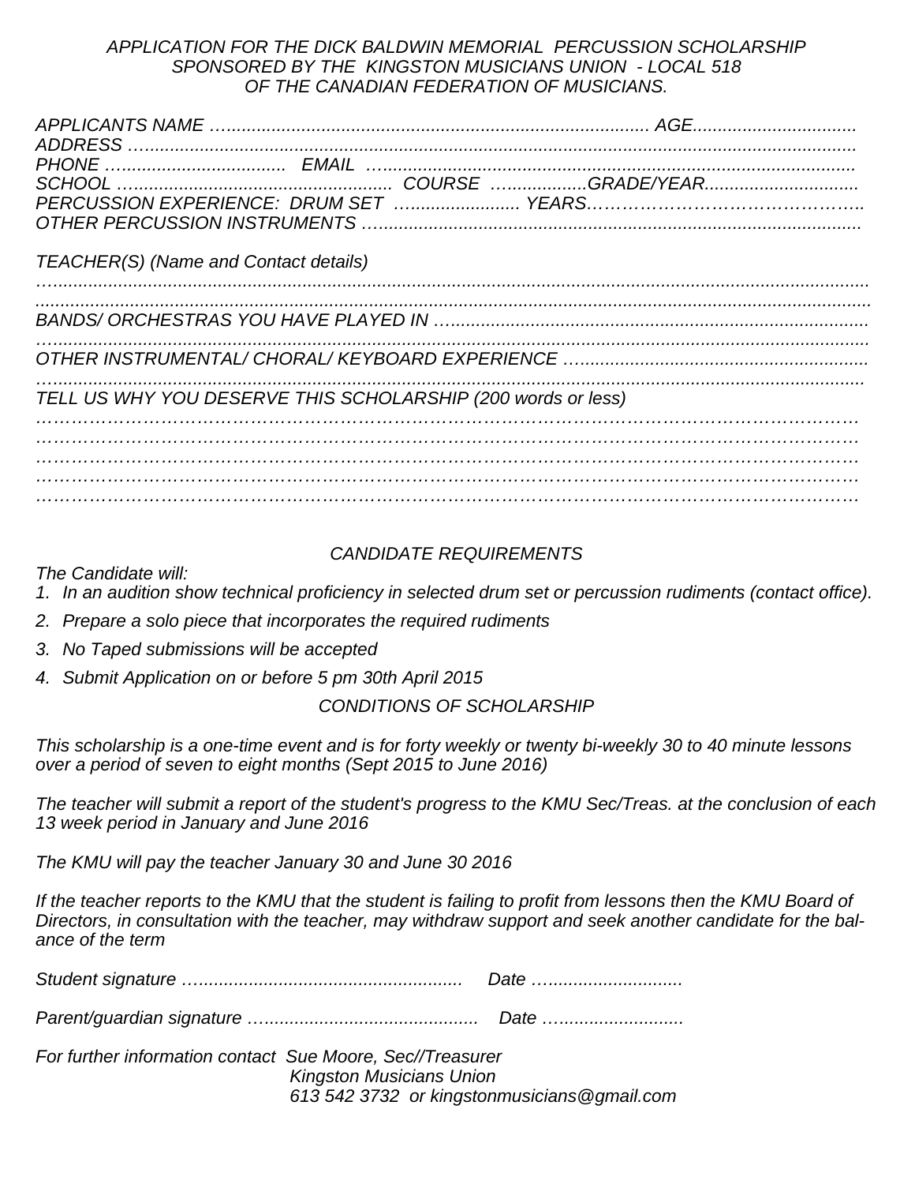*APPLICATION FOR THE DICK BALDWIN MEMORIAL PERCUSSION SCHOLARSHIP*
*SPONSORED BY THE KINGSTON MUSICIANS UNION - LOCAL 518*
*OF THE CANADIAN FEDERATION OF MUSICIANS.*

*APPLICANTS NAME ...................................................................................... AGE.................................*
*ADDRESS ..................................................................................................................................................*
*PHONE .................................... EMAIL ..................................................................................................*
*SCHOOL ...................................................... COURSE ..................GRADE/YEAR...............................*
*PERCUSSION EXPERIENCE: DRUM SET ......................... YEARS..............................................*
*OTHER PERCUSSION INSTRUMENTS ...................................................................................................*

*TEACHER(S) (Name and Contact details)*
*..............................................................................................................................................................*
*..............................................................................................................................................................*
*BANDS/ ORCHESTRAS YOU HAVE PLAYED IN .....................................................................................*
*..............................................................................................................................................................*
*OTHER INSTRUMENTAL/ CHORAL/ KEYBOARD EXPERIENCE ............................................................*
*..............................................................................................................................................................*
*TELL US WHY YOU DESERVE THIS SCHOLARSHIP (200 words or less)*
*..............................................................................................................................................................*
*..............................................................................................................................................................*
*..............................................................................................................................................................*
*..............................................................................................................................................................*
*..............................................................................................................................................................*

*CANDIDATE REQUIREMENTS*

*The Candidate will:*

1. *In an audition show technical proficiency in selected drum set or percussion rudiments (contact office).*
2. *Prepare a solo piece that incorporates the required rudiments*
3. *No Taped submissions will be accepted*
4. *Submit Application on or before 5 pm 30th April 2015*

*CONDITIONS OF SCHOLARSHIP*

*This scholarship is a one-time event and is for forty weekly or twenty bi-weekly 30 to 40 minute lessons over a period of seven to eight months (Sept 2015 to June 2016)*

*The teacher will submit a report of the student's progress to the KMU Sec/Treas. at the conclusion of each 13 week period in January and June 2016*

*The KMU will pay the teacher January 30 and June 30 2016*

*If the teacher reports to the KMU that the student is failing to profit from lessons then the KMU Board of Directors, in consultation with the teacher, may withdraw support and seek another candidate for the balance of the term*

*Student signature ....................................................... Date .............................*

*Parent/guardian signature ............................................. Date ...........................*

*For further information contact Sue Moore, Sec//Treasurer*
*Kingston Musicians Union*
*613 542 3732 or kingstonmusicians@gmail.com*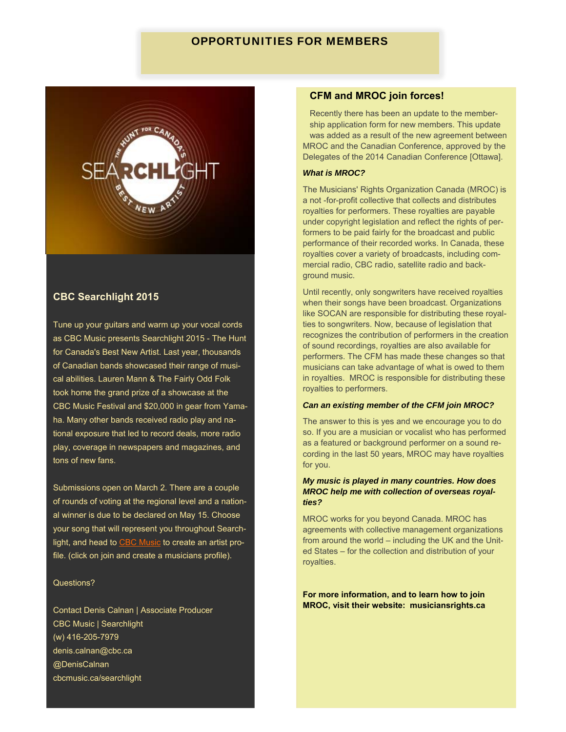# OPPORTUNITIES FOR MEMBERS

## CBC Searchlight 2015

Tune up your guitars and warm up your vocal cords as CBC Music presents Searchlight 2015 - The Hunt for Canada's Best New Artist. Last year, thousands of Canadian bands showcased their range of musical abilities. Lauren Mann & The Fairly Odd Folk took home the grand prize of a showcase at the CBC Music Festival and $20,000 in gear from Yamaha. Many other bands received radio play and national exposure that led to record deals, more radio play, coverage in newspapers and magazines, and tons of new fans.

Submissions open on March 2. There are a couple of rounds of voting at the regional level and a national winner is due to be declared on May 15. Choose your song that will represent you throughout Searchlight, and head to CBC Music to create an artist profile. (click on join and create a musicians profile).

Questions?

Contact Denis Calnan | Associate Producer
CBC Music | Searchlight
(w) 416-205-7979
denis.calnan@cbc.ca
@DenisCalnan
cbcmusic.ca/searchlight

## CFM and MROC join forces!

Recently there has been an update to the membership application form for new members. This update was added as a result of the new agreement between MROC and the Canadian Conference, approved by the Delegates of the 2014 Canadian Conference [Ottawa].

***What is MROC?***

The Musicians' Rights Organization Canada (MROC) is a not -for-profit collective that collects and distributes royalties for performers. These royalties are payable under copyright legislation and reflect the rights of performers to be paid fairly for the broadcast and public performance of their recorded works. In Canada, these royalties cover a variety of broadcasts, including commercial radio, CBC radio, satellite radio and background music.

Until recently, only songwriters have received royalties when their songs have been broadcast. Organizations like SOCAN are responsible for distributing these royalties to songwriters. Now, because of legislation that recognizes the contribution of performers in the creation of sound recordings, royalties are also available for performers. The CFM has made these changes so that musicians can take advantage of what is owed to them in royalties. MROC is responsible for distributing these royalties to performers.

***Can an existing member of the CFM join MROC?***

The answer to this is yes and we encourage you to do so. If you are a musician or vocalist who has performed as a featured or background performer on a sound recording in the last 50 years, MROC may have royalties for you.

***My music is played in many countries. How does MROC help me with collection of overseas royalties?***

MROC works for you beyond Canada. MROC has agreements with collective management organizations from around the world – including the UK and the United States – for the collection and distribution of your royalties.

**For more information, and to learn how to join MROC, visit their website: musiciansrights.ca**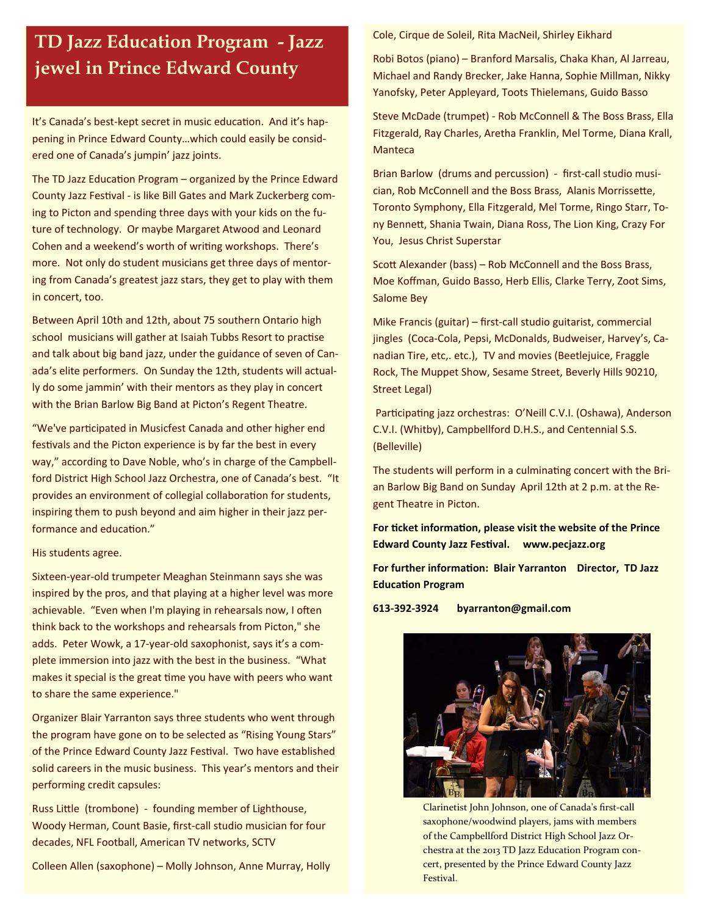# TD Jazz Education Program - Jazz jewel in Prince Edward County

It's Canada's best-kept secret in music education. And it's happening in Prince Edward County…which could easily be considered one of Canada's jumpin' jazz joints.

The TD Jazz Education Program – organized by the Prince Edward County Jazz Festival - is like Bill Gates and Mark Zuckerberg coming to Picton and spending three days with your kids on the future of technology. Or maybe Margaret Atwood and Leonard Cohen and a weekend's worth of writing workshops. There's more. Not only do student musicians get three days of mentoring from Canada's greatest jazz stars, they get to play with them in concert, too.

Between April 10th and 12th, about 75 southern Ontario high school musicians will gather at Isaiah Tubbs Resort to practise and talk about big band jazz, under the guidance of seven of Canada's elite performers. On Sunday the 12th, students will actually do some jammin' with their mentors as they play in concert with the Brian Barlow Big Band at Picton's Regent Theatre.

"We've participated in Musicfest Canada and other higher end festivals and the Picton experience is by far the best in every way," according to Dave Noble, who's in charge of the Campbellford District High School Jazz Orchestra, one of Canada's best. "It provides an environment of collegial collaboration for students, inspiring them to push beyond and aim higher in their jazz performance and education."

His students agree.

Sixteen-year-old trumpeter Meaghan Steinmann says she was inspired by the pros, and that playing at a higher level was more achievable. "Even when I'm playing in rehearsals now, I often think back to the workshops and rehearsals from Picton," she adds. Peter Wowk, a 17-year-old saxophonist, says it's a complete immersion into jazz with the best in the business. "What makes it special is the great time you have with peers who want to share the same experience."

Organizer Blair Yarranton says three students who went through the program have gone on to be selected as "Rising Young Stars" of the Prince Edward County Jazz Festival. Two have established solid careers in the music business. This year's mentors and their performing credit capsules:

Russ Little (trombone) - founding member of Lighthouse, Woody Herman, Count Basie, first-call studio musician for four decades, NFL Football, American TV networks, SCTV

Colleen Allen (saxophone) – Molly Johnson, Anne Murray, Holly Cole, Cirque de Soleil, Rita MacNeil, Shirley Eikhard

Robi Botos (piano) – Branford Marsalis, Chaka Khan, Al Jarreau, Michael and Randy Brecker, Jake Hanna, Sophie Millman, Nikky Yanofsky, Peter Appleyard, Toots Thielemans, Guido Basso

Steve McDade (trumpet) - Rob McConnell & The Boss Brass, Ella Fitzgerald, Ray Charles, Aretha Franklin, Mel Torme, Diana Krall, Manteca

Brian Barlow (drums and percussion) - first-call studio musician, Rob McConnell and the Boss Brass, Alanis Morrissette, Toronto Symphony, Ella Fitzgerald, Mel Torme, Ringo Starr, Tony Bennett, Shania Twain, Diana Ross, The Lion King, Crazy For You, Jesus Christ Superstar

Scott Alexander (bass) – Rob McConnell and the Boss Brass, Moe Koffman, Guido Basso, Herb Ellis, Clarke Terry, Zoot Sims, Salome Bey

Mike Francis (guitar) – first-call studio guitarist, commercial jingles (Coca-Cola, Pepsi, McDonalds, Budweiser, Harvey's, Canadian Tire, etc,. etc.), TV and movies (Beetlejuice, Fraggle Rock, The Muppet Show, Sesame Street, Beverly Hills 90210, Street Legal)

Participating jazz orchestras: O'Neill C.V.I. (Oshawa), Anderson C.V.I. (Whitby), Campbellford D.H.S., and Centennial S.S. (Belleville)

The students will perform in a culminating concert with the Brian Barlow Big Band on Sunday April 12th at 2 p.m. at the Regent Theatre in Picton.

**For ticket information, please visit the website of the Prince Edward County Jazz Festival. www.pecjazz.org**

**For further information: Blair Yarranton Director, TD Jazz Education Program**

**613-392-3924 byarranton@gmail.com**

Clarinetist John Johnson, one of Canada's first-call saxophone/woodwind players, jams with members of the Campbellford District High School Jazz Orchestra at the 2013 TD Jazz Education Program concert, presented by the Prince Edward County Jazz Festival.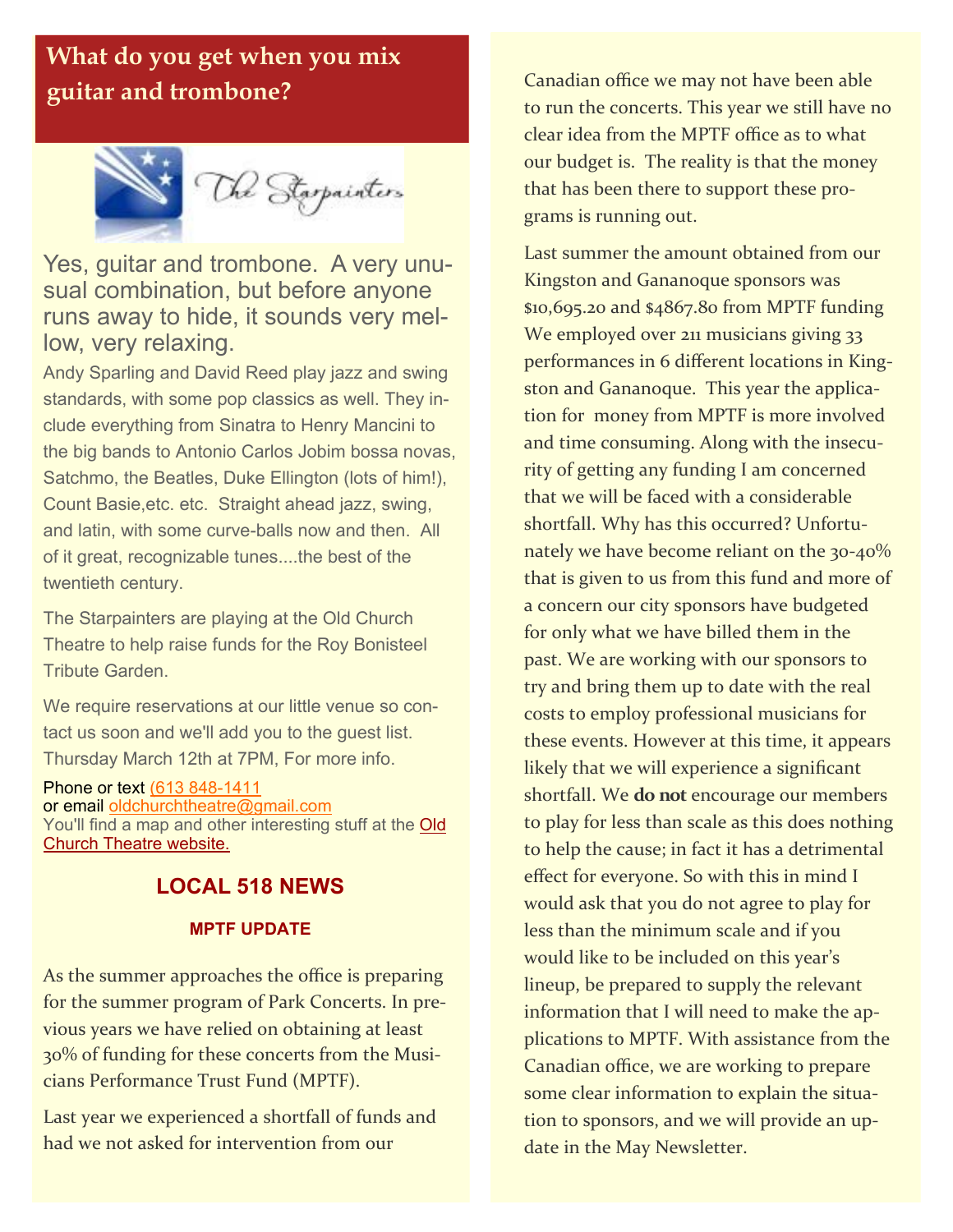## What do you get when you mix guitar and trombone?

The Starpainters

Yes, guitar and trombone. A very unusual combination, but before anyone runs away to hide, it sounds very mellow, very relaxing.

Andy Sparling and David Reed play jazz and swing standards, with some pop classics as well. They include everything from Sinatra to Henry Mancini to the big bands to Antonio Carlos Jobim bossa novas, Satchmo, the Beatles, Duke Ellington (lots of him!), Count Basie,etc. etc. Straight ahead jazz, swing, and latin, with some curve-balls now and then. All of it great, recognizable tunes....the best of the twentieth century.

The Starpainters are playing at the Old Church Theatre to help raise funds for the Roy Bonisteel Tribute Garden.

We require reservations at our little venue so contact us soon and we'll add you to the guest list. Thursday March 12th at 7PM, For more info.

Phone or text (613 848-1411
or email oldchurchtheatre@gmail.com
You'll find a map and other interesting stuff at the Old Church Theatre website.

## LOCAL 518 NEWS

### MPTF UPDATE

As the summer approaches the office is preparing for the summer program of Park Concerts. In previous years we have relied on obtaining at least 30% of funding for these concerts from the Musicians Performance Trust Fund (MPTF).

Last year we experienced a shortfall of funds and had we not asked for intervention from our Canadian office we may not have been able to run the concerts. This year we still have no clear idea from the MPTF office as to what our budget is. The reality is that the money that has been there to support these programs is running out.

Last summer the amount obtained from our Kingston and Gananoque sponsors was $10,695.20 and $4867.80 from MPTF funding We employed over 211 musicians giving 33 performances in 6 different locations in Kingston and Gananoque. This year the application for money from MPTF is more involved and time consuming. Along with the insecurity of getting any funding I am concerned that we will be faced with a considerable shortfall. Why has this occurred? Unfortunately we have become reliant on the 30-40% that is given to us from this fund and more of a concern our city sponsors have budgeted for only what we have billed them in the past. We are working with our sponsors to try and bring them up to date with the real costs to employ professional musicians for these events. However at this time, it appears likely that we will experience a significant shortfall. We **do not** encourage our members to play for less than scale as this does nothing to help the cause; in fact it has a detrimental effect for everyone. So with this in mind I would ask that you do not agree to play for less than the minimum scale and if you would like to be included on this year's lineup, be prepared to supply the relevant information that I will need to make the applications to MPTF. With assistance from the Canadian office, we are working to prepare some clear information to explain the situation to sponsors, and we will provide an update in the May Newsletter.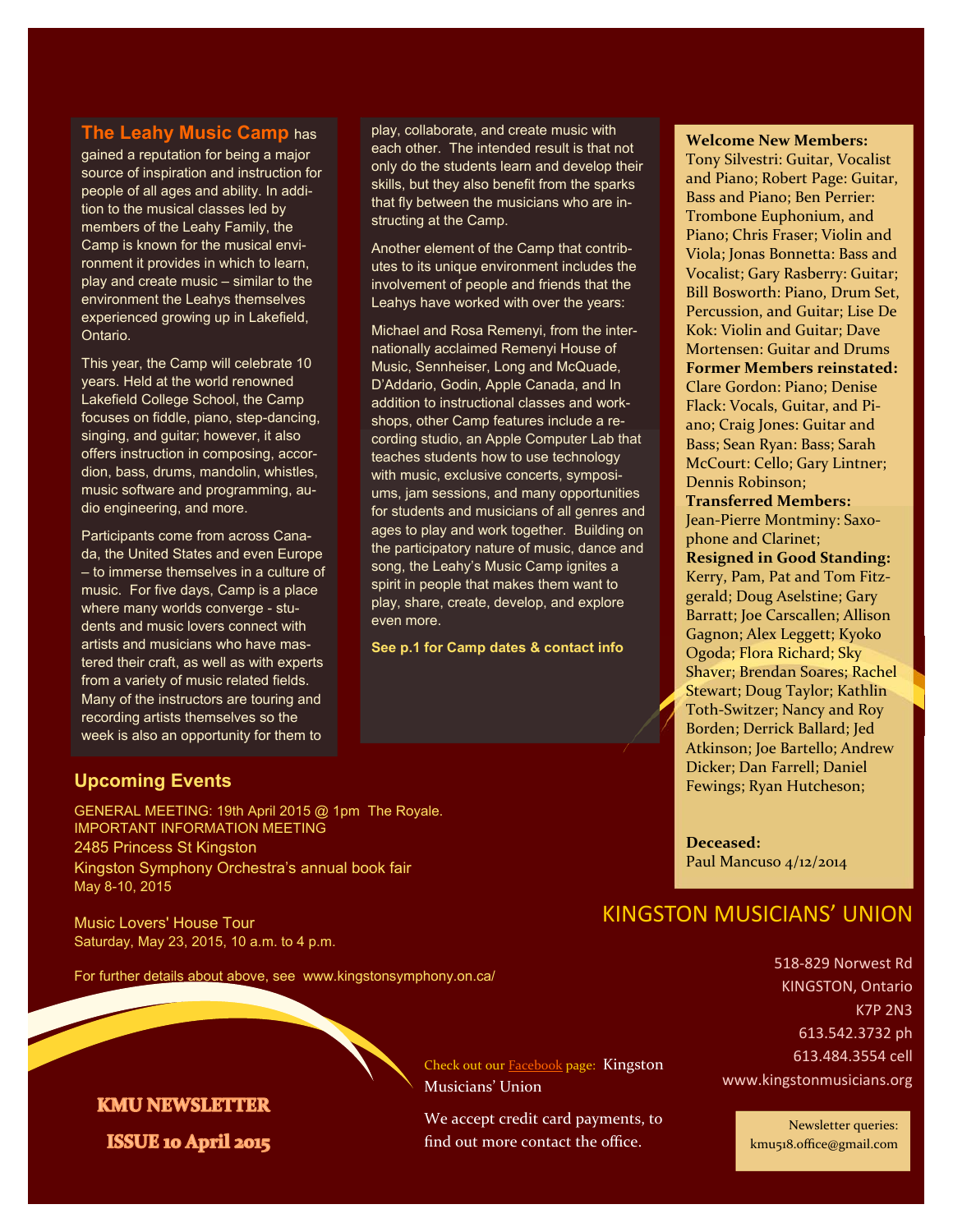## The Leahy Music Camp

**The Leahy Music Camp** has gained a reputation for being a major source of inspiration and instruction for people of all ages and ability. In addition to the musical classes led by members of the Leahy Family, the Camp is known for the musical environment it provides in which to learn, play and create music – similar to the environment the Leahys themselves experienced growing up in Lakefield, Ontario.

This year, the Camp will celebrate 10 years. Held at the world renowned Lakefield College School, the Camp focuses on fiddle, piano, step-dancing, singing, and guitar; however, it also offers instruction in composing, accordion, bass, drums, mandolin, whistles, music software and programming, audio engineering, and more.

Participants come from across Canada, the United States and even Europe – to immerse themselves in a culture of music. For five days, Camp is a place where many worlds converge - students and music lovers connect with artists and musicians who have mastered their craft, as well as with experts from a variety of music related fields. Many of the instructors are touring and recording artists themselves so the week is also an opportunity for them to play, collaborate, and create music with each other. The intended result is that not only do the students learn and develop their skills, but they also benefit from the sparks that fly between the musicians who are instructing at the Camp.

Another element of the Camp that contributes to its unique environment includes the involvement of people and friends that the Leahys have worked with over the years:

Michael and Rosa Remenyi, from the internationally acclaimed Remenyi House of Music, Sennheiser, Long and McQuade, D'Addario, Godin, Apple Canada, and In addition to instructional classes and workshops, other Camp features include a recording studio, an Apple Computer Lab that teaches students how to use technology with music, exclusive concerts, symposiums, jam sessions, and many opportunities for students and musicians of all genres and ages to play and work together. Building on the participatory nature of music, dance and song, the Leahy's Music Camp ignites a spirit in people that makes them want to play, share, create, develop, and explore even more.

**See p.1 for Camp dates & contact info**

**Welcome New Members:**
Tony Silvestri: Guitar, Vocalist and Piano; Robert Page: Guitar, Bass and Piano; Ben Perrier: Trombone Euphonium, and Piano; Chris Fraser; Violin and Viola; Jonas Bonnetta: Bass and Vocalist; Gary Rasberry: Guitar; Bill Bosworth: Piano, Drum Set, Percussion, and Guitar; Lise De Kok: Violin and Guitar; Dave Mortensen: Guitar and Drums

**Former Members reinstated:**
Clare Gordon: Piano; Denise Flack: Vocals, Guitar, and Piano; Craig Jones: Guitar and Bass; Sean Ryan: Bass; Sarah McCourt: Cello; Gary Lintner; Dennis Robinson;

**Transferred Members:**
Jean-Pierre Montminy: Saxophone and Clarinet;

**Resigned in Good Standing:**
Kerry, Pam, Pat and Tom Fitzgerald; Doug Aselstine; Gary Barratt; Joe Carscallen; Allison Gagnon; Alex Leggett; Kyoko Ogoda; Flora Richard; Sky Shaver; Brendan Soares; Rachel Stewart; Doug Taylor; Kathlin Toth-Switzer; Nancy and Roy Borden; Derrick Ballard; Jed Atkinson; Joe Bartello; Andrew Dicker; Dan Farrell; Daniel Fewings; Ryan Hutcheson;

**Deceased:**
Paul Mancuso 4/12/2014

## Upcoming Events

GENERAL MEETING: 19th April 2015 @ 1pm The Royale.
IMPORTANT INFORMATION MEETING
2485 Princess St Kingston

Kingston Symphony Orchestra's annual book fair
May 8-10, 2015

Music Lovers' House Tour
Saturday, May 23, 2015, 10 a.m. to 4 p.m.

For further details about above, see www.kingstonsymphony.on.ca/

## KINGSTON MUSICIANS' UNION

518-829 Norwest Rd
KINGSTON, Ontario
K7P 2N3
613.542.3732 ph
613.484.3554 cell
www.kingstonmusicians.org

Newsletter queries:
kmu518.office@gmail.com

Check out our Facebook page: Kingston Musicians' Union

We accept credit card payments, to find out more contact the office.

**KMU NEWSLETTER**

**ISSUE 10 April 2015**